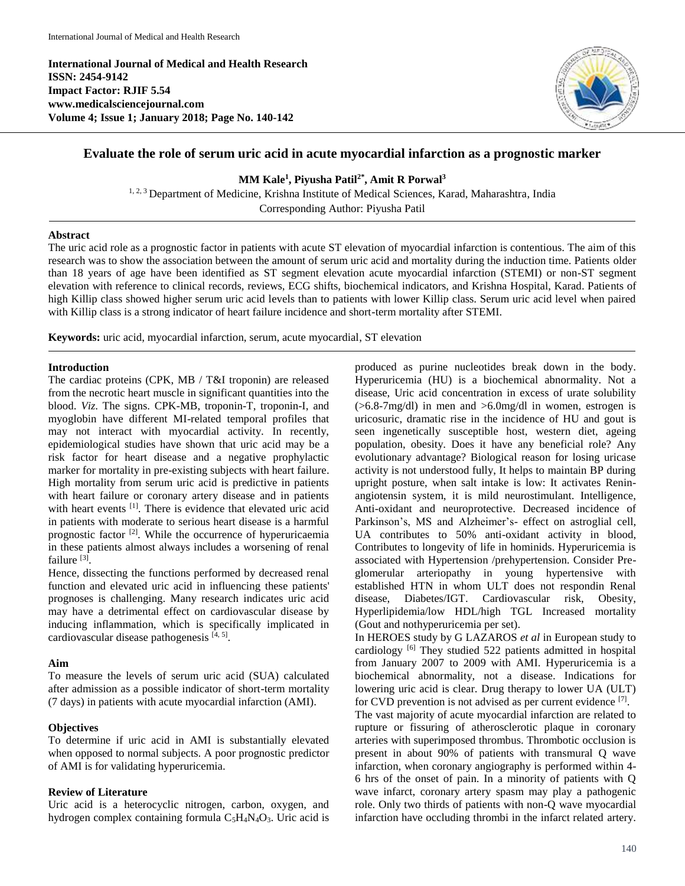**International Journal of Medical and Health Research**
**ISSN: 2454-9142**
**Impact Factor: RJIF 5.54**
**www.medicalsciencejournal.com**
**Volume 4; Issue 1; January 2018; Page No. 140-142**

# Evaluate the role of serum uric acid in acute myocardial infarction as a prognostic marker

**MM Kale[1], Piyusha Patil[2*], Amit R Porwal[3]**

[1, 2, 3] Department of Medicine, Krishna Institute of Medical Sciences, Karad, Maharashtra, India

Corresponding Author: Piyusha Patil

## Abstract

The uric acid role as a prognostic factor in patients with acute ST elevation of myocardial infarction is contentious. The aim of this research was to show the association between the amount of serum uric acid and mortality during the induction time. Patients older than 18 years of age have been identified as ST segment elevation acute myocardial infarction (STEMI) or non-ST segment elevation with reference to clinical records, reviews, ECG shifts, biochemical indicators, and Krishna Hospital, Karad. Patients of high Killip class showed higher serum uric acid levels than to patients with lower Killip class. Serum uric acid level when paired with Killip class is a strong indicator of heart failure incidence and short-term mortality after STEMI.

**Keywords:** uric acid, myocardial infarction, serum, acute myocardial, ST elevation

## Introduction

The cardiac proteins (CPK, MB / T&I troponin) are released from the necrotic heart muscle in significant quantities into the blood. *Viz*. The signs. CPK-MB, troponin-T, troponin-I, and myoglobin have different MI-related temporal profiles that may not interact with myocardial activity. In recently, epidemiological studies have shown that uric acid may be a risk factor for heart disease and a negative prophylactic marker for mortality in pre-existing subjects with heart failure. High mortality from serum uric acid is predictive in patients with heart failure or coronary artery disease and in patients with heart events [1]. There is evidence that elevated uric acid in patients with moderate to serious heart disease is a harmful prognostic factor [2]. While the occurrence of hyperuricaemia in these patients almost always includes a worsening of renal failure [3].

Hence, dissecting the functions performed by decreased renal function and elevated uric acid in influencing these patients' prognoses is challenging. Many research indicates uric acid may have a detrimental effect on cardiovascular disease by inducing inflammation, which is specifically implicated in cardiovascular disease pathogenesis [4, 5].

## Aim

To measure the levels of serum uric acid (SUA) calculated after admission as a possible indicator of short-term mortality (7 days) in patients with acute myocardial infarction (AMI).

## Objectives

To determine if uric acid in AMI is substantially elevated when opposed to normal subjects. A poor prognostic predictor of AMI is for validating hyperuricemia.

## Review of Literature

Uric acid is a heterocyclic nitrogen, carbon, oxygen, and hydrogen complex containing formula $C_5H_4N_4O_3$. Uric acid is produced as purine nucleotides break down in the body. Hyperuricemia (HU) is a biochemical abnormality. Not a disease, Uric acid concentration in excess of urate solubility (>6.8-7mg/dl) in men and >6.0mg/dl in women, estrogen is uricosuric, dramatic rise in the incidence of HU and gout is seen ingenetically susceptible host, western diet, ageing population, obesity. Does it have any beneficial role? Any evolutionary advantage? Biological reason for losing uricase activity is not understood fully, It helps to maintain BP during upright posture, when salt intake is low: It activates Renin-angiotensin system, it is mild neurostimulant. Intelligence, Anti-oxidant and neuroprotective. Decreased incidence of Parkinson's, MS and Alzheimer's- effect on astroglial cell, UA contributes to 50% anti-oxidant activity in blood, Contributes to longevity of life in hominids. Hyperuricemia is associated with Hypertension /prehypertension. Consider Pre-glomerular arteriopathy in young hypertensive with established HTN in whom ULT does not respondin Renal disease, Diabetes/IGT. Cardiovascular risk, Obesity, Hyperlipidemia/low HDL/high TGL Increased mortality (Gout and nothyperuricemia per set).

In HEROES study by G LAZAROS *et al* in European study to cardiology [6] They studied 522 patients admitted in hospital from January 2007 to 2009 with AMI. Hyperuricemia is a biochemical abnormality, not a disease. Indications for lowering uric acid is clear. Drug therapy to lower UA (ULT) for CVD prevention is not advised as per current evidence [7].

The vast majority of acute myocardial infarction are related to rupture or fissuring of atherosclerotic plaque in coronary arteries with superimposed thrombus. Thrombotic occlusion is present in about 90% of patients with transmural Q wave infarction, when coronary angiography is performed within 4-6 hrs of the onset of pain. In a minority of patients with Q wave infarct, coronary artery spasm may play a pathogenic role. Only two thirds of patients with non-Q wave myocardial infarction have occluding thrombi in the infarct related artery.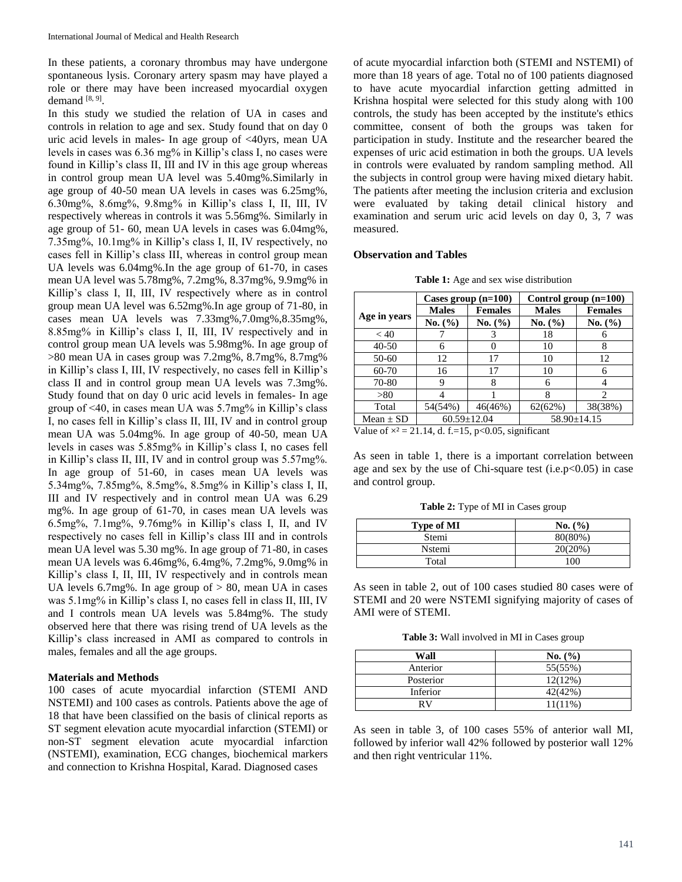In these patients, a coronary thrombus may have undergone spontaneous lysis. Coronary artery spasm may have played a role or there may have been increased myocardial oxygen demand [8, 9].

In this study we studied the relation of UA in cases and controls in relation to age and sex. Study found that on day 0 uric acid levels in males- In age group of <40yrs, mean UA levels in cases was 6.36 mg% in Killip's class I, no cases were found in Killip's class II, III and IV in this age group whereas in control group mean UA level was 5.40mg%.Similarly in age group of 40-50 mean UA levels in cases was 6.25mg%, 6.30mg%, 8.6mg%, 9.8mg% in Killip's class I, II, III, IV respectively whereas in controls it was 5.56mg%. Similarly in age group of 51- 60, mean UA levels in cases was 6.04mg%, 7.35mg%, 10.1mg% in Killip's class I, II, IV respectively, no cases fell in Killip's class III, whereas in control group mean UA levels was 6.04mg%.In the age group of 61-70, in cases mean UA level was 5.78mg%, 7.2mg%, 8.37mg%, 9.9mg% in Killip's class I, II, III, IV respectively where as in control group mean UA level was 6.52mg%.In age group of 71-80, in cases mean UA levels was 7.33mg%,7.0mg%,8.35mg%, 8.85mg% in Killip's class I, II, III, IV respectively and in control group mean UA levels was 5.98mg%. In age group of >80 mean UA in cases group was 7.2mg%, 8.7mg%, 8.7mg% in Killip's class I, III, IV respectively, no cases fell in Killip's class II and in control group mean UA levels was 7.3mg%. Study found that on day 0 uric acid levels in females- In age group of <40, in cases mean UA was 5.7mg% in Killip's class I, no cases fell in Killip's class II, III, IV and in control group mean UA was 5.04mg%. In age group of 40-50, mean UA levels in cases was 5.85mg% in Killip's class I, no cases fell in Killip's class II, III, IV and in control group was 5.57mg%. In age group of 51-60, in cases mean UA levels was 5.34mg%, 7.85mg%, 8.5mg%, 8.5mg% in Killip's class I, II, III and IV respectively and in control mean UA was 6.29 mg%. In age group of 61-70, in cases mean UA levels was 6.5mg%, 7.1mg%, 9.76mg% in Killip's class I, II, and IV respectively no cases fell in Killip's class III and in controls mean UA level was 5.30 mg%. In age group of 71-80, in cases mean UA levels was 6.46mg%, 6.4mg%, 7.2mg%, 9.0mg% in Killip's class I, II, III, IV respectively and in controls mean UA levels 6.7mg%. In age group of > 80, mean UA in cases was 5.1mg% in Killip's class I, no cases fell in class II, III, IV and I controls mean UA levels was 5.84mg%. The study observed here that there was rising trend of UA levels as the Killip's class increased in AMI as compared to controls in males, females and all the age groups.

**Materials and Methods**

100 cases of acute myocardial infarction (STEMI AND NSTEMI) and 100 cases as controls. Patients above the age of 18 that have been classified on the basis of clinical reports as ST segment elevation acute myocardial infarction (STEMI) or non-ST segment elevation acute myocardial infarction (NSTEMI), examination, ECG changes, biochemical markers and connection to Krishna Hospital, Karad. Diagnosed cases of acute myocardial infarction both (STEMI and NSTEMI) of more than 18 years of age. Total no of 100 patients diagnosed to have acute myocardial infarction getting admitted in Krishna hospital were selected for this study along with 100 controls, the study has been accepted by the institute's ethics committee, consent of both the groups was taken for participation in study. Institute and the researcher beared the expenses of uric acid estimation in both the groups. UA levels in controls were evaluated by random sampling method. All the subjects in control group were having mixed dietary habit. The patients after meeting the inclusion criteria and exclusion were evaluated by taking detail clinical history and examination and serum uric acid levels on day 0, 3, 7 was measured.

**Observation and Tables**

**Table 1:** Age and sex wise distribution

| Age in years | Cases group (n=100) | | Control group (n=100) | |
|---|---|---|---|---|
| | Males | Females | Males | Females |
| | No. (%) | No. (%) | No. (%) | No. (%) |
| < 40 | 7 | 3 | 18 | 6 |
| 40-50 | 6 | 0 | 10 | 8 |
| 50-60 | 12 | 17 | 10 | 12 |
| 60-70 | 16 | 17 | 10 | 6 |
| 70-80 | 9 | 8 | 6 | 4 |
| >80 | 4 | 1 | 8 | 2 |
| Total | 54(54%) | 46(46%) | 62(62%) | 38(38%) |
| Mean ± SD | 60.59±12.04 | | 58.90±14.15 | |

Value of $\times^2 = 21.14$, d. f.=15, $p<0.05$, significant

As seen in table 1, there is a important correlation between age and sex by the use of Chi-square test (i.e.$p<0.05$) in case and control group.

**Table 2:** Type of MI in Cases group

| Type of MI | No. (%) |
|---|---|
| Stemi | 80(80%) |
| Nstemi | 20(20%) |
| Total | 100 |

As seen in table 2, out of 100 cases studied 80 cases were of STEMI and 20 were NSTEMI signifying majority of cases of AMI were of STEMI.

**Table 3:** Wall involved in MI in Cases group

| Wall | No. (%) |
|---|---|
| Anterior | 55(55%) |
| Posterior | 12(12%) |
| Inferior | 42(42%) |
| RV | 11(11%) |

As seen in table 3, of 100 cases 55% of anterior wall MI, followed by inferior wall 42% followed by posterior wall 12% and then right ventricular 11%.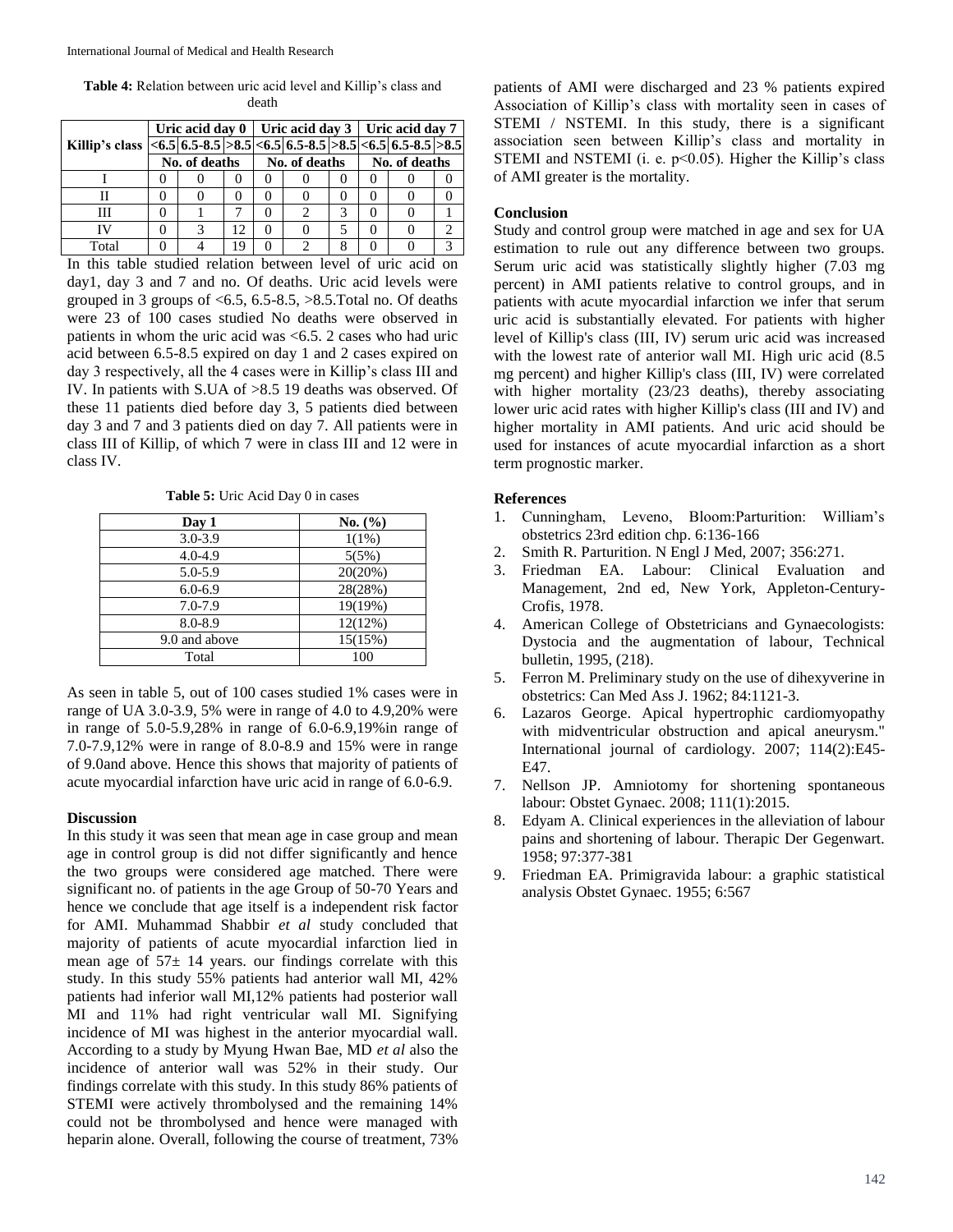**Table 4:** Relation between uric acid level and Killip's class and death

| Killip's class | Uric acid day 0 | | | Uric acid day 3 | | | Uric acid day 7 | | |
|---|---|---|---|---|---|---|---|---|---|
| | <6.5 | 6.5-8.5 | >8.5 | <6.5 | 6.5-8.5 | >8.5 | <6.5 | 6.5-8.5 | >8.5 |
| | No. of deaths | | | No. of deaths | | | No. of deaths | | |
| I | 0 | 0 | 0 | 0 | 0 | 0 | 0 | 0 | 0 |
| II | 0 | 0 | 0 | 0 | 0 | 0 | 0 | 0 | 0 |
| III | 0 | 1 | 7 | 0 | 2 | 3 | 0 | 0 | 1 |
| IV | 0 | 3 | 12 | 0 | 0 | 5 | 0 | 0 | 2 |
| Total | 0 | 4 | 19 | 0 | 2 | 8 | 0 | 0 | 3 |

In this table studied relation between level of uric acid on day1, day 3 and 7 and no. Of deaths. Uric acid levels were grouped in 3 groups of <6.5, 6.5-8.5, >8.5.Total no. Of deaths were 23 of 100 cases studied No deaths were observed in patients in whom the uric acid was <6.5. 2 cases who had uric acid between 6.5-8.5 expired on day 1 and 2 cases expired on day 3 respectively, all the 4 cases were in Killip's class III and IV. In patients with S.UA of >8.5 19 deaths was observed. Of these 11 patients died before day 3, 5 patients died between day 3 and 7 and 3 patients died on day 7. All patients were in class III of Killip, of which 7 were in class III and 12 were in class IV.

**Table 5:** Uric Acid Day 0 in cases

| Day 1 | No. (%) |
|---|---|
| 3.0-3.9 | 1(1%) |
| 4.0-4.9 | 5(5%) |
| 5.0-5.9 | 20(20%) |
| 6.0-6.9 | 28(28%) |
| 7.0-7.9 | 19(19%) |
| 8.0-8.9 | 12(12%) |
| 9.0 and above | 15(15%) |
| Total | 100 |

As seen in table 5, out of 100 cases studied 1% cases were in range of UA 3.0-3.9, 5% were in range of 4.0 to 4.9,20% were in range of 5.0-5.9,28% in range of 6.0-6.9,19%in range of 7.0-7.9,12% were in range of 8.0-8.9 and 15% were in range of 9.0and above. Hence this shows that majority of patients of acute myocardial infarction have uric acid in range of 6.0-6.9.

## Discussion

In this study it was seen that mean age in case group and mean age in control group is did not differ significantly and hence the two groups were considered age matched. There were significant no. of patients in the age Group of 50-70 Years and hence we conclude that age itself is a independent risk factor for AMI. Muhammad Shabbir *et al* study concluded that majority of patients of acute myocardial infarction lied in mean age of 57± 14 years. our findings correlate with this study. In this study 55% patients had anterior wall MI, 42% patients had inferior wall MI,12% patients had posterior wall MI and 11% had right ventricular wall MI. Signifying incidence of MI was highest in the anterior myocardial wall. According to a study by Myung Hwan Bae, MD *et al* also the incidence of anterior wall was 52% in their study. Our findings correlate with this study. In this study 86% patients of STEMI were actively thrombolysed and the remaining 14% could not be thrombolysed and hence were managed with heparin alone. Overall, following the course of treatment, 73% patients of AMI were discharged and 23 % patients expired Association of Killip's class with mortality seen in cases of STEMI / NSTEMI. In this study, there is a significant association seen between Killip's class and mortality in STEMI and NSTEMI (i. e. $p<0.05$). Higher the Killip's class of AMI greater is the mortality.

## Conclusion

Study and control group were matched in age and sex for UA estimation to rule out any difference between two groups. Serum uric acid was statistically slightly higher (7.03 mg percent) in AMI patients relative to control groups, and in patients with acute myocardial infarction we infer that serum uric acid is substantially elevated. For patients with higher level of Killip's class (III, IV) serum uric acid was increased with the lowest rate of anterior wall MI. High uric acid (8.5 mg percent) and higher Killip's class (III, IV) were correlated with higher mortality (23/23 deaths), thereby associating lower uric acid rates with higher Killip's class (III and IV) and higher mortality in AMI patients. And uric acid should be used for instances of acute myocardial infarction as a short term prognostic marker.

## References

1. Cunningham, Leveno, Bloom:Parturition: William's obstetrics 23rd edition chp. 6:136-166
2. Smith R. Parturition. N Engl J Med, 2007; 356:271.
3. Friedman EA. Labour: Clinical Evaluation and Management, 2nd ed, New York, Appleton-Century-Crofis, 1978.
4. American College of Obstetricians and Gynaecologists: Dystocia and the augmentation of labour, Technical bulletin, 1995, (218).
5. Ferron M. Preliminary study on the use of dihexyverine in obstetrics: Can Med Ass J. 1962; 84:1121-3.
6. Lazaros George. Apical hypertrophic cardiomyopathy with midventricular obstruction and apical aneurysm." International journal of cardiology. 2007; 114(2):E45-E47.
7. Nellson JP. Amniotomy for shortening spontaneous labour: Obstet Gynaec. 2008; 111(1):2015.
8. Edyam A. Clinical experiences in the alleviation of labour pains and shortening of labour. Therapic Der Gegenwart. 1958; 97:377-381
9. Friedman EA. Primigravida labour: a graphic statistical analysis Obstet Gynaec. 1955; 6:567